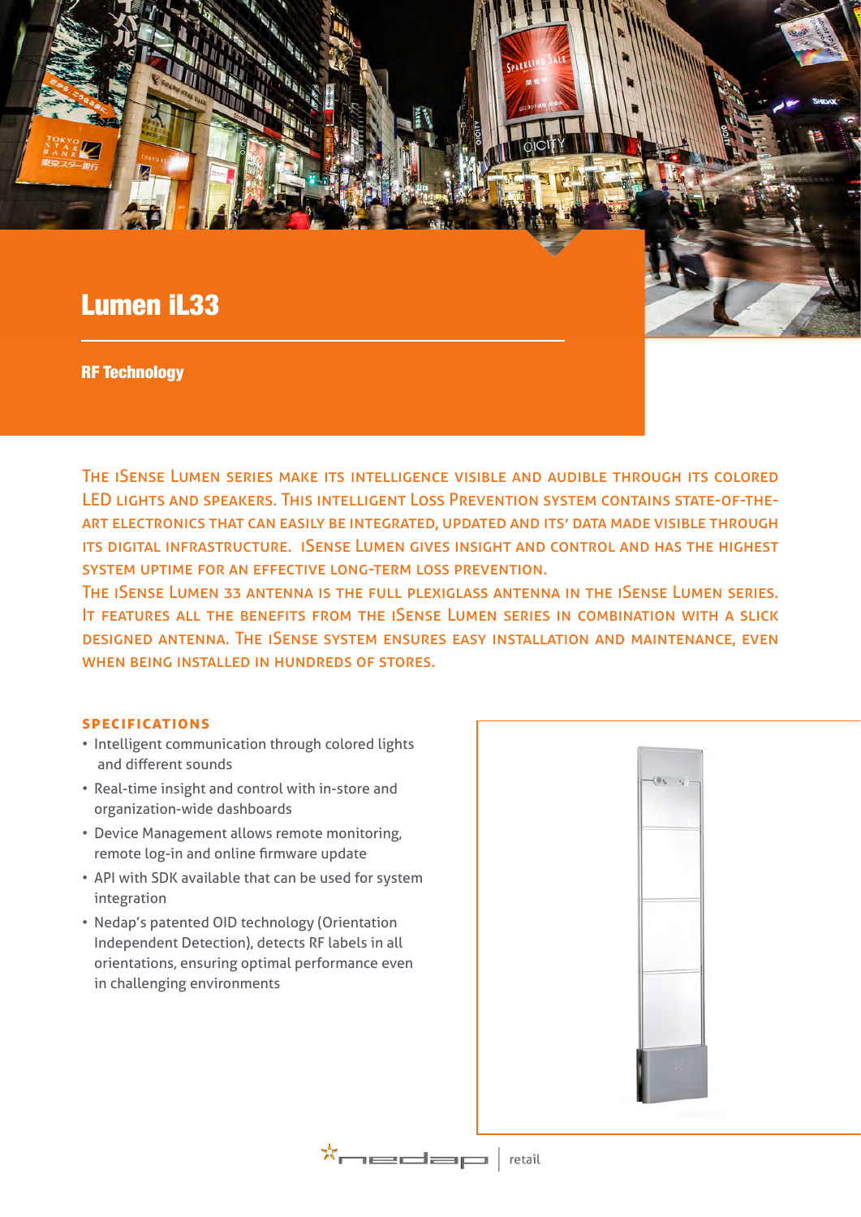# Lumen iL33

## RF Technology

The iSense Lumen series make its intelligence visible and audible through its colored LED lights and speakers. This intelligent Loss Prevention system contains state-of-the-art electronics that can easily be integrated, updated and its' data made visible through its digital infrastructure. iSense Lumen gives insight and control and has the highest system uptime for an effective long-term loss prevention.

The iSense Lumen 33 antenna is the full plexiglass antenna in the iSense Lumen series. It features all the benefits from the iSense Lumen series in combination with a slick designed antenna. The iSense system ensures easy installation and maintenance, even when being installed in hundreds of stores.

### SPECIFICATIONS

- Intelligent communication through colored lights and different sounds
- Real-time insight and control with in-store and organization-wide dashboards
- Device Management allows remote monitoring, remote log-in and online firmware update
- API with SDK available that can be used for system integration
- Nedap's patented OID technology (Orientation Independent Detection), detects RF labels in all orientations, ensuring optimal performance even in challenging environments

nedap | retail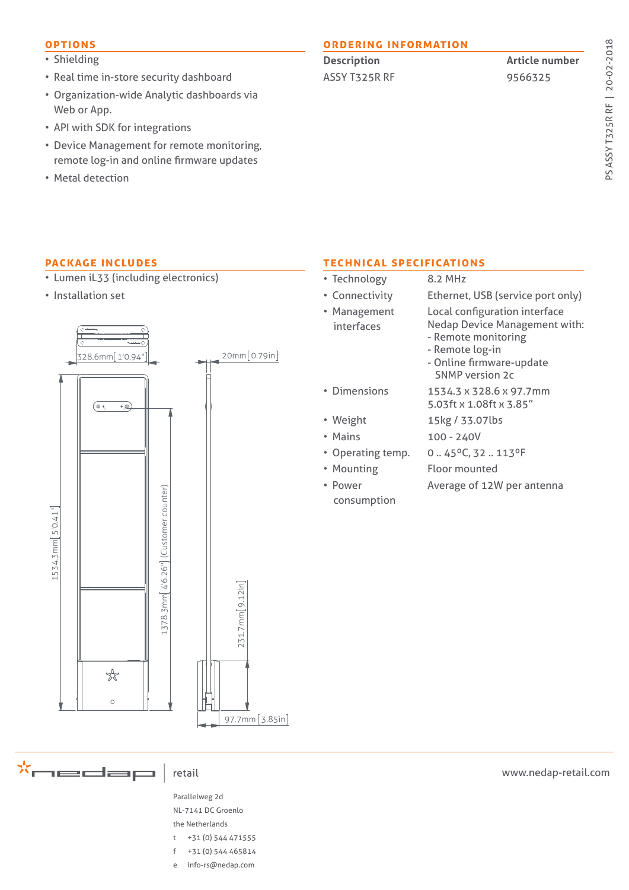## OPTIONS

- Shielding
- Real time in-store security dashboard
- Organization-wide Analytic dashboards via Web or App.
- API with SDK for integrations
- Device Management for remote monitoring, remote log-in and online firmware updates
- Metal detection

## ORDERING INFORMATION

| Description | Article number |
| --- | --- |
| ASSY T325R RF | 9566325 |

## PACKAGE INCLUDES

- Lumen iL33 (including electronics)
- Installation set

328.6mm [1'0.94"]

20mm [0.79in]

1534.3mm [5'0.41"]

1378.3mm [4'6.26"] (Customer counter)

231.7mm [9.12in]

97.7mm [3.85in]

## TECHNICAL SPECIFICATIONS

| | |
| --- | --- |
| Technology | 8.2 MHz |
| Connectivity | Ethernet, USB (service port only) |
| Management interfaces | Local configuration interface<br>Nedap Device Management with:<br>- Remote monitoring<br>- Remote log-in<br>- Online firmware-update<br>SNMP version 2c |
| Dimensions | 1534.3 x 328.6 x 97.7mm<br>5.03ft x 1.08ft x 3.85" |
| Weight | 15kg / 33.07lbs |
| Mains | 100 - 240V |
| Operating temp. | 0 .. 45ºC, 32 .. 113ºF |
| Mounting | Floor mounted |
| Power consumption | Average of 12W per antenna |

nedap retail

www.nedap-retail.com

Parallelweg 2d
NL-7141 DC Groenlo
the Netherlands
t +31 (0) 544 471555
f +31 (0) 544 465814
e info-rs@nedap.com